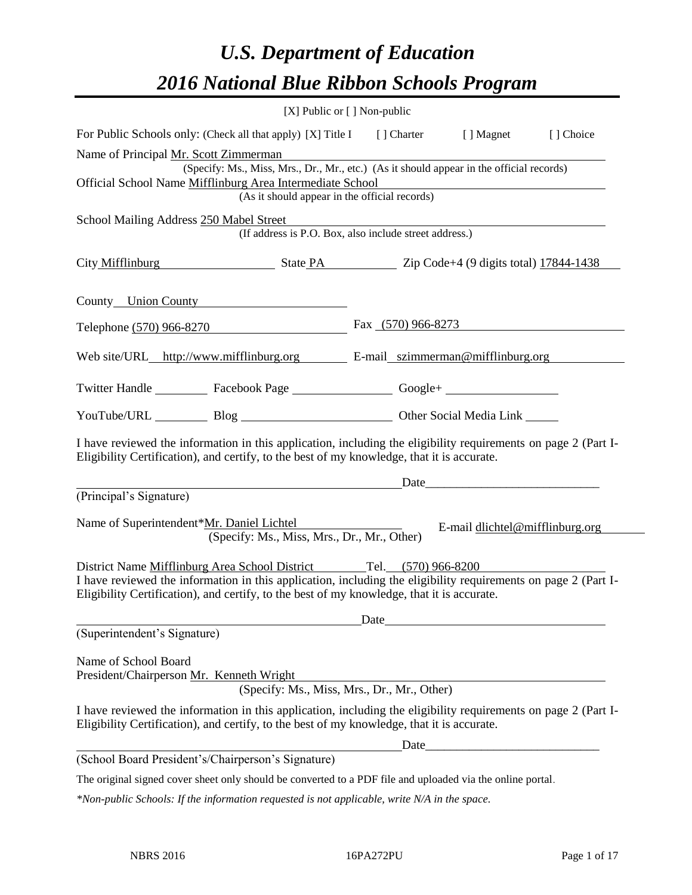# *U.S. Department of Education*

# *2016 National Blue Ribbon Schools Program*

[X] Public or [ ] Non-public

For Public Schools only: (Check all that apply) [X] Title I [ ] Charter [ ] Magnet [ ] Choice

Name of Principal Mr. Scott Zimmerman
(Specify: Ms., Miss, Mrs., Dr., Mr., etc.) (As it should appear in the official records)

Official School Name Mifflinburg Area Intermediate School
(As it should appear in the official records)

School Mailing Address 250 Mabel Street
(If address is P.O. Box, also include street address.)

City Mifflinburg State PA Zip Code+4 (9 digits total) 17844-1438

County Union County

Telephone (570) 966-8270 Fax (570) 966-8273

Web site/URL http://www.mifflinburg.org E-mail szimmerman@mifflinburg.org

Twitter Handle \_\_\_\_\_\_ Facebook Page \_\_\_\_\_\_ Google+ \_\_\_\_\_\_

YouTube/URL \_\_\_\_\_\_ Blog \_\_\_\_\_\_ Other Social Media Link \_\_\_\_\_\_

I have reviewed the information in this application, including the eligibility requirements on page 2 (Part I-Eligibility Certification), and certify, to the best of my knowledge, that it is accurate.

\_\_\_\_\_\_\_\_\_\_\_\_\_\_\_\_\_\_\_\_\_\_\_\_\_\_\_\_ Date\_\_\_\_\_\_\_\_\_\_\_\_\_\_\_\_\_\_\_\_\_\_\_\_
(Principal's Signature)

Name of Superintendent*Mr. Daniel Lichtel
(Specify: Ms., Miss, Mrs., Dr., Mr., Other)
E-mail dlichtel@mifflinburg.org

District Name Mifflinburg Area School District Tel. (570) 966-8200

I have reviewed the information in this application, including the eligibility requirements on page 2 (Part I-Eligibility Certification), and certify, to the best of my knowledge, that it is accurate.

\_\_\_\_\_\_\_\_\_\_\_\_\_\_\_\_\_\_\_\_\_\_\_\_\_\_\_\_ Date\_\_\_\_\_\_\_\_\_\_\_\_\_\_\_\_\_\_\_\_\_\_\_\_
(Superintendent's Signature)

Name of School Board
President/Chairperson Mr. Kenneth Wright
(Specify: Ms., Miss, Mrs., Dr., Mr., Other)

I have reviewed the information in this application, including the eligibility requirements on page 2 (Part I-Eligibility Certification), and certify, to the best of my knowledge, that it is accurate.

\_\_\_\_\_\_\_\_\_\_\_\_\_\_\_\_\_\_\_\_\_\_\_\_\_\_\_\_ Date\_\_\_\_\_\_\_\_\_\_\_\_\_\_\_\_\_\_\_\_\_\_\_\_
(School Board President's/Chairperson's Signature)

The original signed cover sheet only should be converted to a PDF file and uploaded via the online portal.

*\*Non-public Schools: If the information requested is not applicable, write N/A in the space.*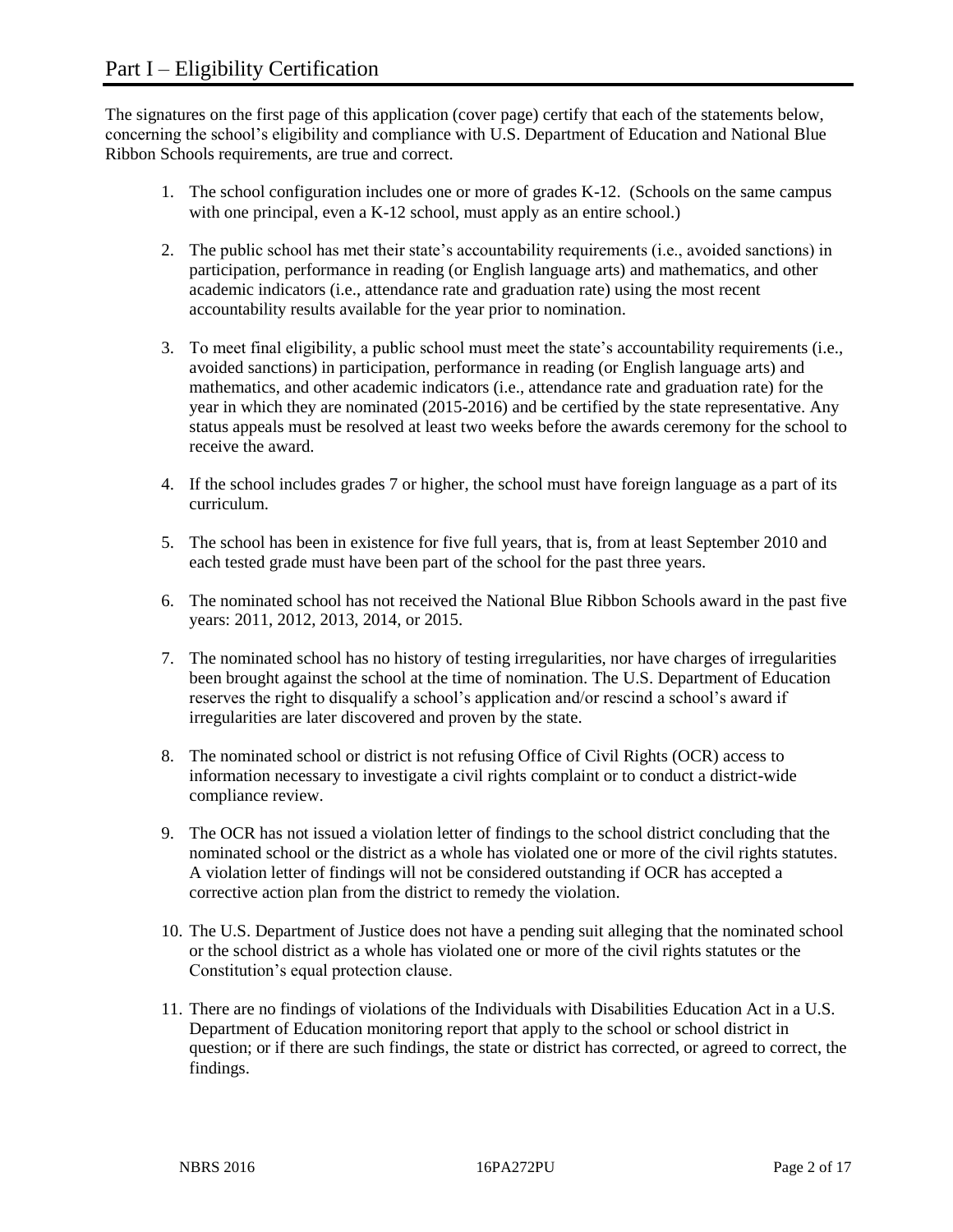# Part I – Eligibility Certification

The signatures on the first page of this application (cover page) certify that each of the statements below, concerning the school's eligibility and compliance with U.S. Department of Education and National Blue Ribbon Schools requirements, are true and correct.

1. The school configuration includes one or more of grades K-12. (Schools on the same campus with one principal, even a K-12 school, must apply as an entire school.)
2. The public school has met their state's accountability requirements (i.e., avoided sanctions) in participation, performance in reading (or English language arts) and mathematics, and other academic indicators (i.e., attendance rate and graduation rate) using the most recent accountability results available for the year prior to nomination.
3. To meet final eligibility, a public school must meet the state's accountability requirements (i.e., avoided sanctions) in participation, performance in reading (or English language arts) and mathematics, and other academic indicators (i.e., attendance rate and graduation rate) for the year in which they are nominated (2015-2016) and be certified by the state representative. Any status appeals must be resolved at least two weeks before the awards ceremony for the school to receive the award.
4. If the school includes grades 7 or higher, the school must have foreign language as a part of its curriculum.
5. The school has been in existence for five full years, that is, from at least September 2010 and each tested grade must have been part of the school for the past three years.
6. The nominated school has not received the National Blue Ribbon Schools award in the past five years: 2011, 2012, 2013, 2014, or 2015.
7. The nominated school has no history of testing irregularities, nor have charges of irregularities been brought against the school at the time of nomination. The U.S. Department of Education reserves the right to disqualify a school's application and/or rescind a school's award if irregularities are later discovered and proven by the state.
8. The nominated school or district is not refusing Office of Civil Rights (OCR) access to information necessary to investigate a civil rights complaint or to conduct a district-wide compliance review.
9. The OCR has not issued a violation letter of findings to the school district concluding that the nominated school or the district as a whole has violated one or more of the civil rights statutes. A violation letter of findings will not be considered outstanding if OCR has accepted a corrective action plan from the district to remedy the violation.
10. The U.S. Department of Justice does not have a pending suit alleging that the nominated school or the school district as a whole has violated one or more of the civil rights statutes or the Constitution's equal protection clause.
11. There are no findings of violations of the Individuals with Disabilities Education Act in a U.S. Department of Education monitoring report that apply to the school or school district in question; or if there are such findings, the state or district has corrected, or agreed to correct, the findings.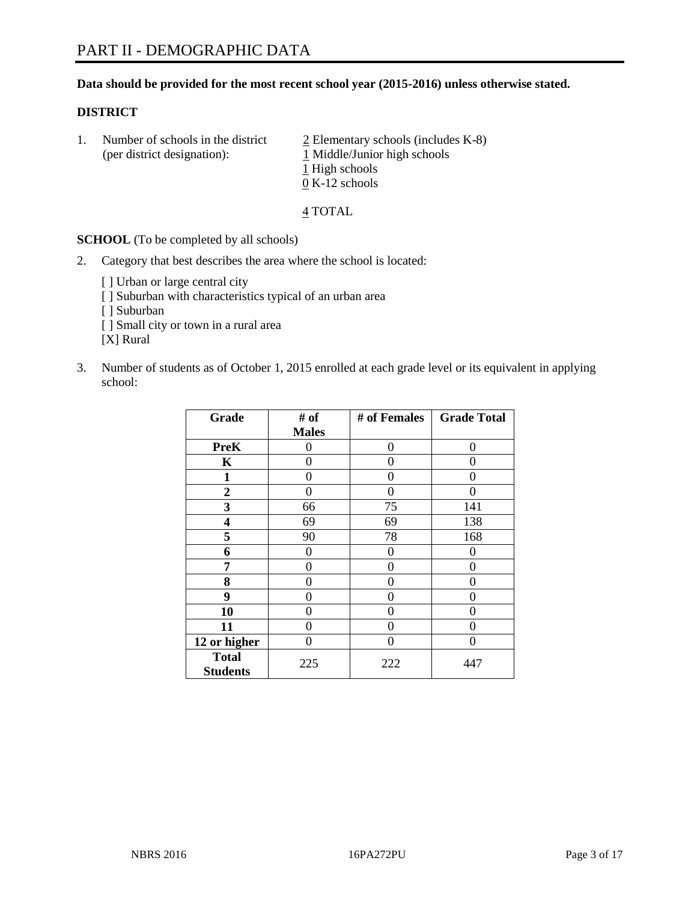# PART II - DEMOGRAPHIC DATA

**Data should be provided for the most recent school year (2015-2016) unless otherwise stated.**

**DISTRICT**

1. Number of schools in the district (per district designation):
   2 Elementary schools (includes K-8)
   1 Middle/Junior high schools
   1 High schools
   0 K-12 schools

   4 TOTAL

**SCHOOL** (To be completed by all schools)

2. Category that best describes the area where the school is located:

   [ ] Urban or large central city
   [ ] Suburban with characteristics typical of an urban area
   [ ] Suburban
   [ ] Small city or town in a rural area
   [X] Rural

3. Number of students as of October 1, 2015 enrolled at each grade level or its equivalent in applying school:

| Grade | # of Males | # of Females | Grade Total |
|---|---|---|---|
| **PreK** | 0 | 0 | 0 |
| **K** | 0 | 0 | 0 |
| **1** | 0 | 0 | 0 |
| **2** | 0 | 0 | 0 |
| **3** | 66 | 75 | 141 |
| **4** | 69 | 69 | 138 |
| **5** | 90 | 78 | 168 |
| **6** | 0 | 0 | 0 |
| **7** | 0 | 0 | 0 |
| **8** | 0 | 0 | 0 |
| **9** | 0 | 0 | 0 |
| **10** | 0 | 0 | 0 |
| **11** | 0 | 0 | 0 |
| **12 or higher** | 0 | 0 | 0 |
| **Total Students** | 225 | 222 | 447 |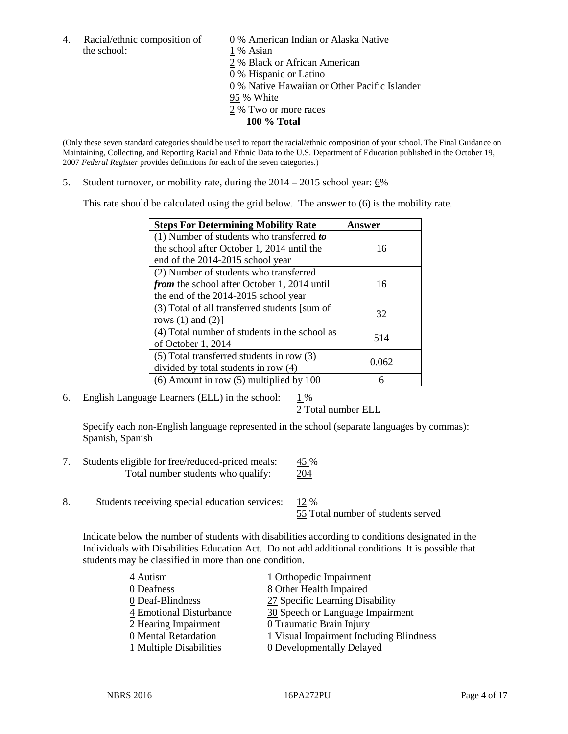4. Racial/ethnic composition of the school:

0 % American Indian or Alaska Native
1 % Asian
2 % Black or African American
0 % Hispanic or Latino
0 % Native Hawaiian or Other Pacific Islander
95 % White
2 % Two or more races
**100 % Total**

(Only these seven standard categories should be used to report the racial/ethnic composition of your school. The Final Guidance on Maintaining, Collecting, and Reporting Racial and Ethnic Data to the U.S. Department of Education published in the October 19, 2007 *Federal Register* provides definitions for each of the seven categories.)

5. Student turnover, or mobility rate, during the 2014 – 2015 school year: 6%

This rate should be calculated using the grid below. The answer to (6) is the mobility rate.

| Steps For Determining Mobility Rate | Answer |
|---|---|
| (1) Number of students who transferred ***to*** the school after October 1, 2014 until the end of the 2014-2015 school year | 16 |
| (2) Number of students who transferred ***from*** the school after October 1, 2014 until the end of the 2014-2015 school year | 16 |
| (3) Total of all transferred students [sum of rows (1) and (2)] | 32 |
| (4) Total number of students in the school as of October 1, 2014 | 514 |
| (5) Total transferred students in row (3) divided by total students in row (4) | 0.062 |
| (6) Amount in row (5) multiplied by 100 | 6 |

6. English Language Learners (ELL) in the school: 1 %
2 Total number ELL

Specify each non-English language represented in the school (separate languages by commas):
Spanish, Spanish

7. Students eligible for free/reduced-priced meals: 45 %
Total number students who qualify: 204

8. Students receiving special education services: 12 %
55 Total number of students served

Indicate below the number of students with disabilities according to conditions designated in the Individuals with Disabilities Education Act. Do not add additional conditions. It is possible that students may be classified in more than one condition.

4 Autism
0 Deafness
0 Deaf-Blindness
4 Emotional Disturbance
2 Hearing Impairment
0 Mental Retardation
1 Multiple Disabilities
1 Orthopedic Impairment
8 Other Health Impaired
27 Specific Learning Disability
30 Speech or Language Impairment
0 Traumatic Brain Injury
1 Visual Impairment Including Blindness
0 Developmentally Delayed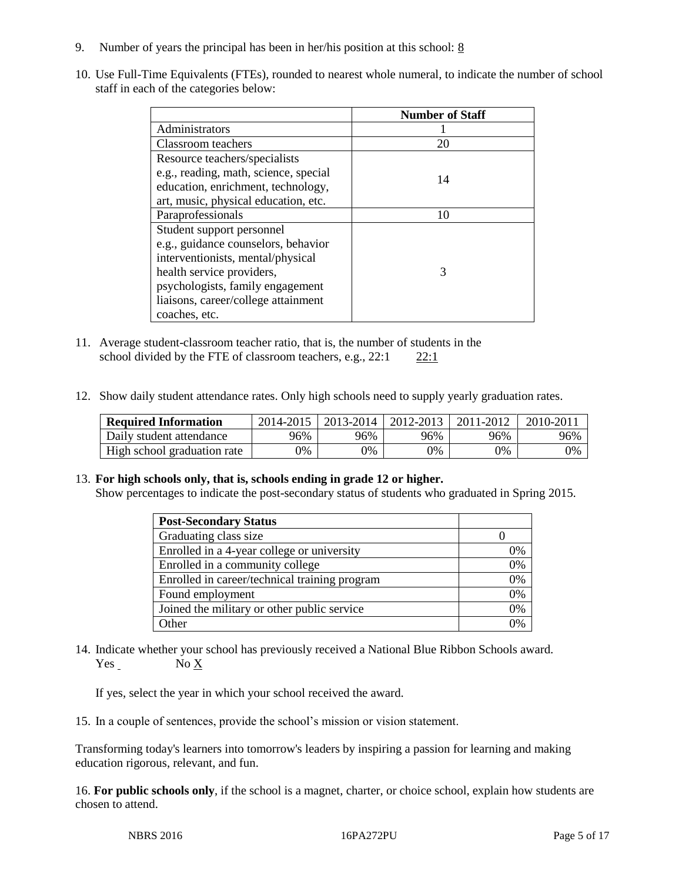9. Number of years the principal has been in her/his position at this school: 8

10. Use Full-Time Equivalents (FTEs), rounded to nearest whole numeral, to indicate the number of school staff in each of the categories below:

| | Number of Staff |
|---|---|
| Administrators | 1 |
| Classroom teachers | 20 |
| Resource teachers/specialists e.g., reading, math, science, special education, enrichment, technology, art, music, physical education, etc. | 14 |
| Paraprofessionals | 10 |
| Student support personnel e.g., guidance counselors, behavior interventionists, mental/physical health service providers, psychologists, family engagement liaisons, career/college attainment coaches, etc. | 3 |

11. Average student-classroom teacher ratio, that is, the number of students in the school divided by the FTE of classroom teachers, e.g., 22:1 22:1

12. Show daily student attendance rates. Only high schools need to supply yearly graduation rates.

| Required Information | 2014-2015 | 2013-2014 | 2012-2013 | 2011-2012 | 2010-2011 |
|---|---|---|---|---|---|
| Daily student attendance | 96% | 96% | 96% | 96% | 96% |
| High school graduation rate | 0% | 0% | 0% | 0% | 0% |

13. **For high schools only, that is, schools ending in grade 12 or higher.**
Show percentages to indicate the post-secondary status of students who graduated in Spring 2015.

| Post-Secondary Status | |
|---|---|
| Graduating class size | 0 |
| Enrolled in a 4-year college or university | 0% |
| Enrolled in a community college | 0% |
| Enrolled in career/technical training program | 0% |
| Found employment | 0% |
| Joined the military or other public service | 0% |
| Other | 0% |

14. Indicate whether your school has previously received a National Blue Ribbon Schools award.
Yes No X

If yes, select the year in which your school received the award.

15. In a couple of sentences, provide the school's mission or vision statement.

Transforming today's learners into tomorrow's leaders by inspiring a passion for learning and making education rigorous, relevant, and fun.

16. **For public schools only**, if the school is a magnet, charter, or choice school, explain how students are chosen to attend.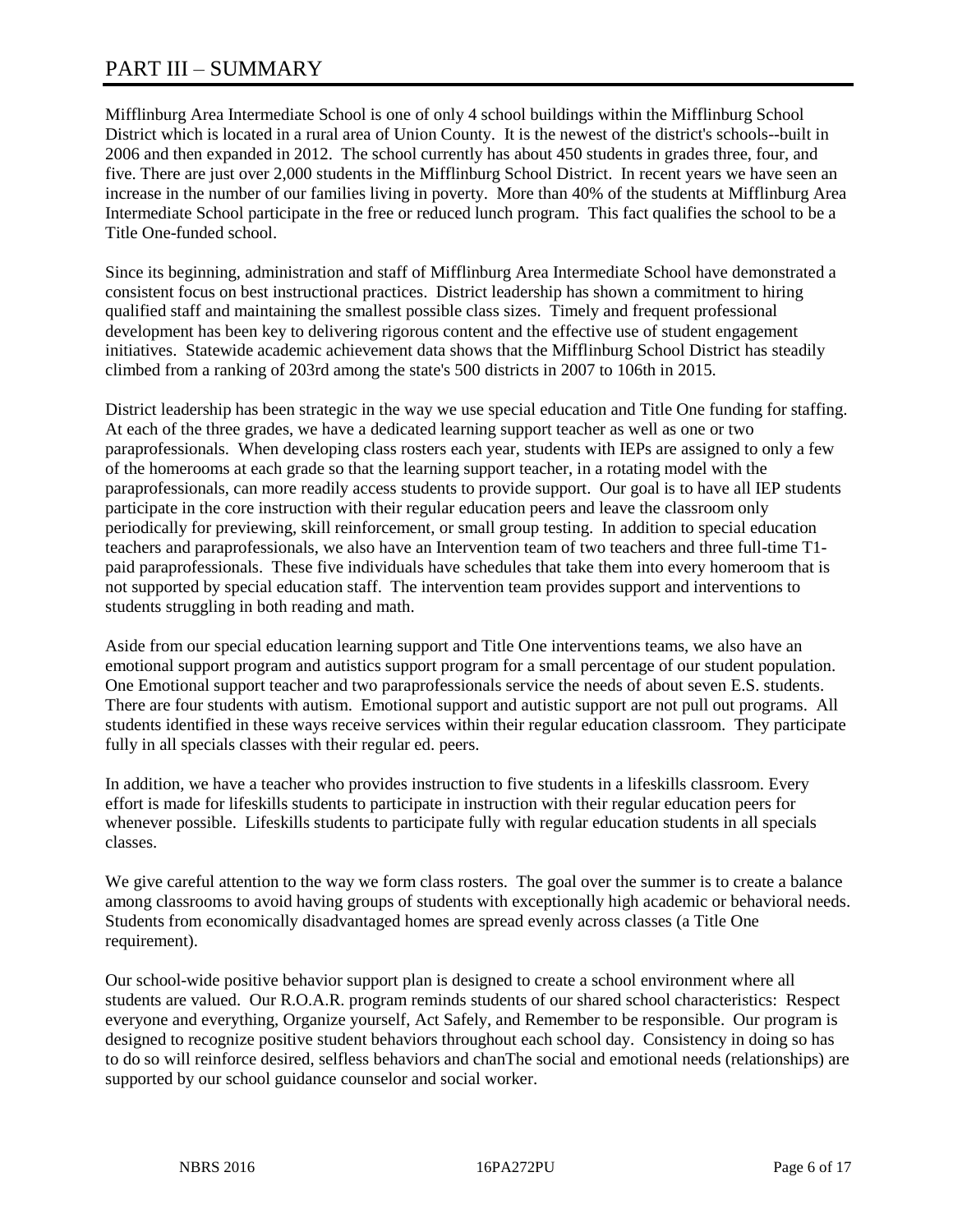# PART III – SUMMARY

Mifflinburg Area Intermediate School is one of only 4 school buildings within the Mifflinburg School District which is located in a rural area of Union County. It is the newest of the district's schools--built in 2006 and then expanded in 2012. The school currently has about 450 students in grades three, four, and five. There are just over 2,000 students in the Mifflinburg School District. In recent years we have seen an increase in the number of our families living in poverty. More than 40% of the students at Mifflinburg Area Intermediate School participate in the free or reduced lunch program. This fact qualifies the school to be a Title One-funded school.

Since its beginning, administration and staff of Mifflinburg Area Intermediate School have demonstrated a consistent focus on best instructional practices. District leadership has shown a commitment to hiring qualified staff and maintaining the smallest possible class sizes. Timely and frequent professional development has been key to delivering rigorous content and the effective use of student engagement initiatives. Statewide academic achievement data shows that the Mifflinburg School District has steadily climbed from a ranking of 203rd among the state's 500 districts in 2007 to 106th in 2015.

District leadership has been strategic in the way we use special education and Title One funding for staffing. At each of the three grades, we have a dedicated learning support teacher as well as one or two paraprofessionals. When developing class rosters each year, students with IEPs are assigned to only a few of the homerooms at each grade so that the learning support teacher, in a rotating model with the paraprofessionals, can more readily access students to provide support. Our goal is to have all IEP students participate in the core instruction with their regular education peers and leave the classroom only periodically for previewing, skill reinforcement, or small group testing. In addition to special education teachers and paraprofessionals, we also have an Intervention team of two teachers and three full-time T1-paid paraprofessionals. These five individuals have schedules that take them into every homeroom that is not supported by special education staff. The intervention team provides support and interventions to students struggling in both reading and math.

Aside from our special education learning support and Title One interventions teams, we also have an emotional support program and autistics support program for a small percentage of our student population. One Emotional support teacher and two paraprofessionals service the needs of about seven E.S. students. There are four students with autism. Emotional support and autistic support are not pull out programs. All students identified in these ways receive services within their regular education classroom. They participate fully in all specials classes with their regular ed. peers.

In addition, we have a teacher who provides instruction to five students in a lifeskills classroom. Every effort is made for lifeskills students to participate in instruction with their regular education peers for whenever possible. Lifeskills students to participate fully with regular education students in all specials classes.

We give careful attention to the way we form class rosters. The goal over the summer is to create a balance among classrooms to avoid having groups of students with exceptionally high academic or behavioral needs. Students from economically disadvantaged homes are spread evenly across classes (a Title One requirement).

Our school-wide positive behavior support plan is designed to create a school environment where all students are valued. Our R.O.A.R. program reminds students of our shared school characteristics: Respect everyone and everything, Organize yourself, Act Safely, and Remember to be responsible. Our program is designed to recognize positive student behaviors throughout each school day. Consistency in doing so has to do so will reinforce desired, selfless behaviors and chanThe social and emotional needs (relationships) are supported by our school guidance counselor and social worker.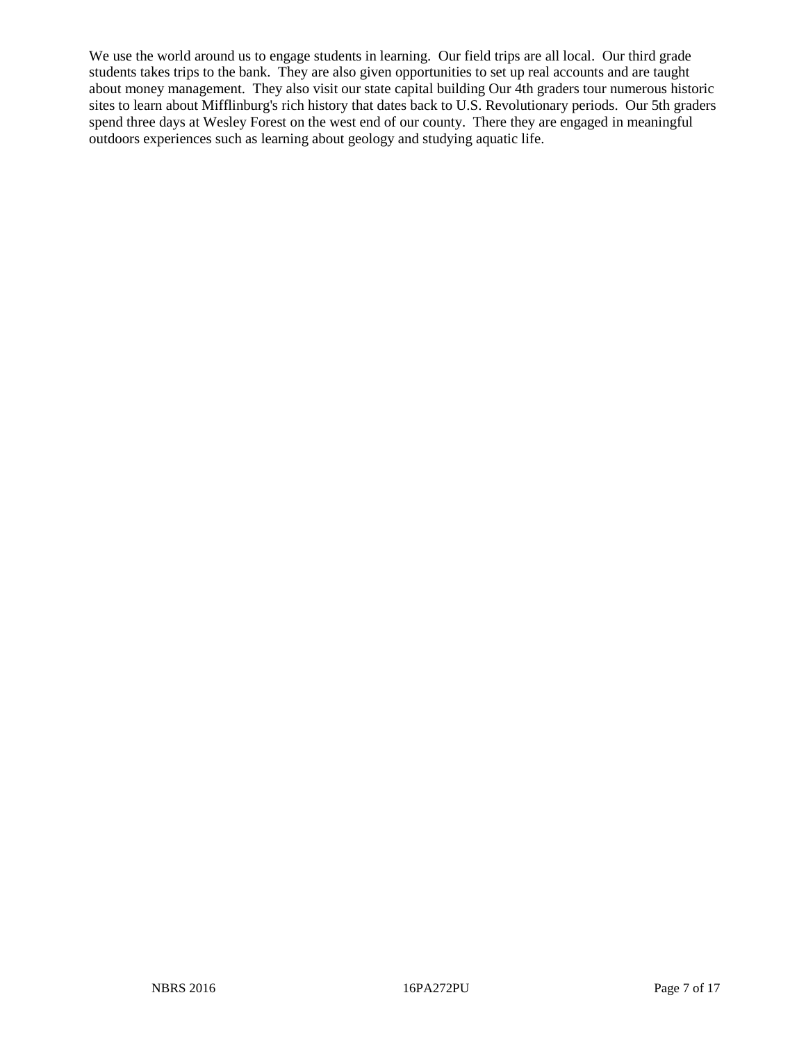We use the world around us to engage students in learning. Our field trips are all local. Our third grade students takes trips to the bank. They are also given opportunities to set up real accounts and are taught about money management. They also visit our state capital building Our 4th graders tour numerous historic sites to learn about Mifflinburg's rich history that dates back to U.S. Revolutionary periods. Our 5th graders spend three days at Wesley Forest on the west end of our county. There they are engaged in meaningful outdoors experiences such as learning about geology and studying aquatic life.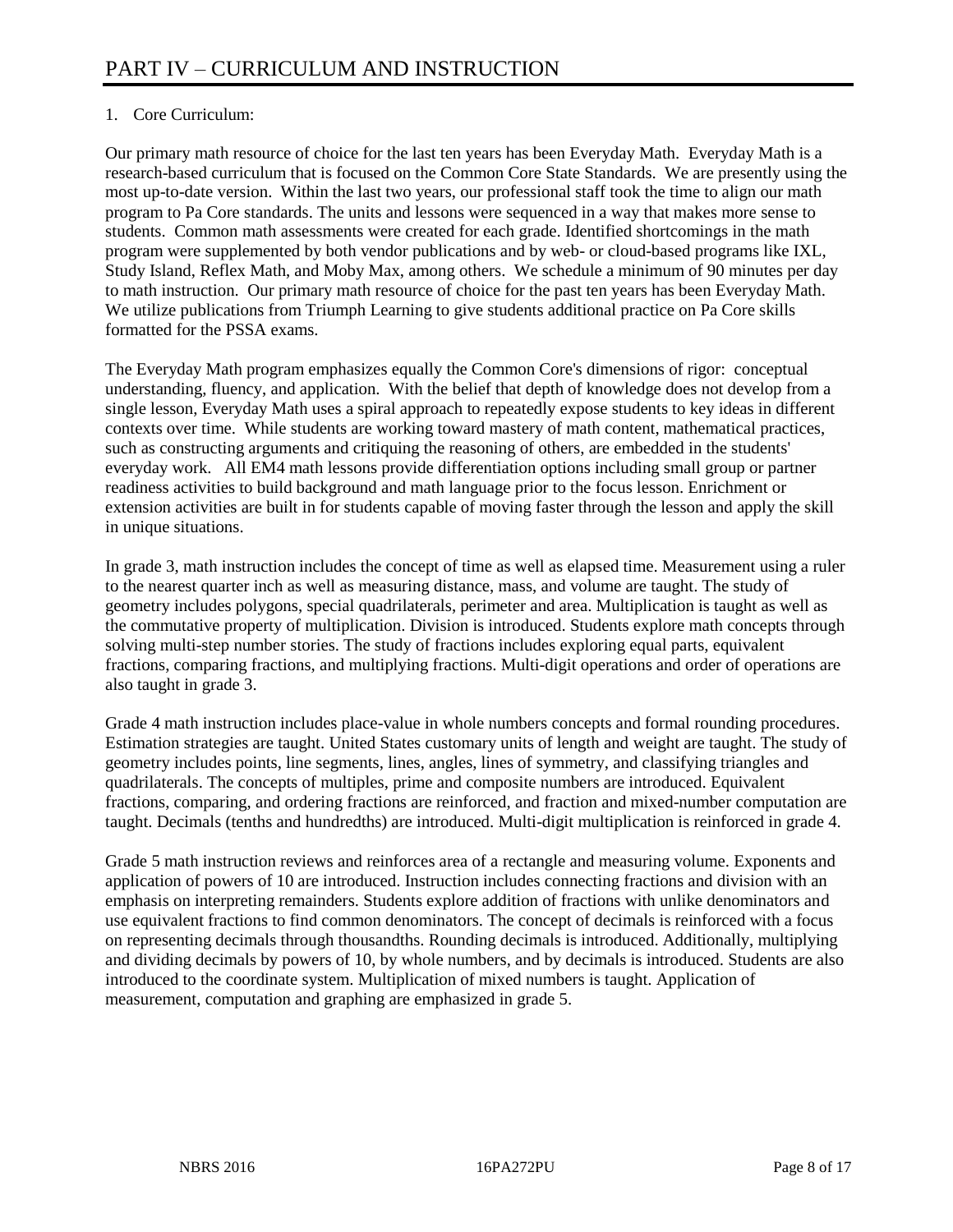# PART IV – CURRICULUM AND INSTRUCTION

1. Core Curriculum:

Our primary math resource of choice for the last ten years has been Everyday Math. Everyday Math is a research-based curriculum that is focused on the Common Core State Standards. We are presently using the most up-to-date version. Within the last two years, our professional staff took the time to align our math program to Pa Core standards. The units and lessons were sequenced in a way that makes more sense to students. Common math assessments were created for each grade. Identified shortcomings in the math program were supplemented by both vendor publications and by web- or cloud-based programs like IXL, Study Island, Reflex Math, and Moby Max, among others. We schedule a minimum of 90 minutes per day to math instruction. Our primary math resource of choice for the past ten years has been Everyday Math. We utilize publications from Triumph Learning to give students additional practice on Pa Core skills formatted for the PSSA exams.

The Everyday Math program emphasizes equally the Common Core's dimensions of rigor: conceptual understanding, fluency, and application. With the belief that depth of knowledge does not develop from a single lesson, Everyday Math uses a spiral approach to repeatedly expose students to key ideas in different contexts over time. While students are working toward mastery of math content, mathematical practices, such as constructing arguments and critiquing the reasoning of others, are embedded in the students' everyday work. All EM4 math lessons provide differentiation options including small group or partner readiness activities to build background and math language prior to the focus lesson. Enrichment or extension activities are built in for students capable of moving faster through the lesson and apply the skill in unique situations.

In grade 3, math instruction includes the concept of time as well as elapsed time. Measurement using a ruler to the nearest quarter inch as well as measuring distance, mass, and volume are taught. The study of geometry includes polygons, special quadrilaterals, perimeter and area. Multiplication is taught as well as the commutative property of multiplication. Division is introduced. Students explore math concepts through solving multi-step number stories. The study of fractions includes exploring equal parts, equivalent fractions, comparing fractions, and multiplying fractions. Multi-digit operations and order of operations are also taught in grade 3.

Grade 4 math instruction includes place-value in whole numbers concepts and formal rounding procedures. Estimation strategies are taught. United States customary units of length and weight are taught. The study of geometry includes points, line segments, lines, angles, lines of symmetry, and classifying triangles and quadrilaterals. The concepts of multiples, prime and composite numbers are introduced. Equivalent fractions, comparing, and ordering fractions are reinforced, and fraction and mixed-number computation are taught. Decimals (tenths and hundredths) are introduced. Multi-digit multiplication is reinforced in grade 4.

Grade 5 math instruction reviews and reinforces area of a rectangle and measuring volume. Exponents and application of powers of 10 are introduced. Instruction includes connecting fractions and division with an emphasis on interpreting remainders. Students explore addition of fractions with unlike denominators and use equivalent fractions to find common denominators. The concept of decimals is reinforced with a focus on representing decimals through thousandths. Rounding decimals is introduced. Additionally, multiplying and dividing decimals by powers of 10, by whole numbers, and by decimals is introduced. Students are also introduced to the coordinate system. Multiplication of mixed numbers is taught. Application of measurement, computation and graphing are emphasized in grade 5.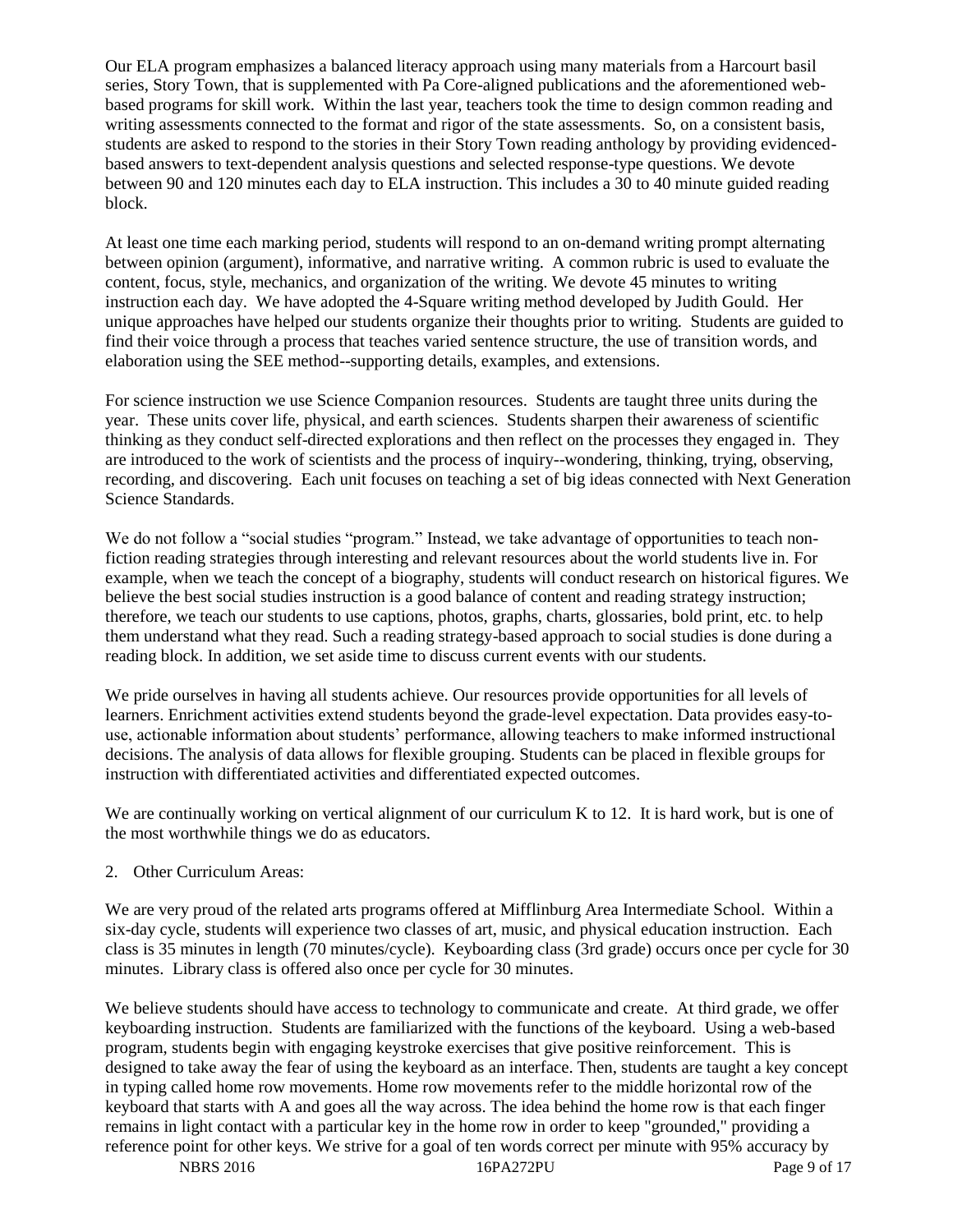Our ELA program emphasizes a balanced literacy approach using many materials from a Harcourt basil series, Story Town, that is supplemented with Pa Core-aligned publications and the aforementioned web-based programs for skill work. Within the last year, teachers took the time to design common reading and writing assessments connected to the format and rigor of the state assessments. So, on a consistent basis, students are asked to respond to the stories in their Story Town reading anthology by providing evidenced-based answers to text-dependent analysis questions and selected response-type questions. We devote between 90 and 120 minutes each day to ELA instruction. This includes a 30 to 40 minute guided reading block.

At least one time each marking period, students will respond to an on-demand writing prompt alternating between opinion (argument), informative, and narrative writing. A common rubric is used to evaluate the content, focus, style, mechanics, and organization of the writing. We devote 45 minutes to writing instruction each day. We have adopted the 4-Square writing method developed by Judith Gould. Her unique approaches have helped our students organize their thoughts prior to writing. Students are guided to find their voice through a process that teaches varied sentence structure, the use of transition words, and elaboration using the SEE method--supporting details, examples, and extensions.

For science instruction we use Science Companion resources. Students are taught three units during the year. These units cover life, physical, and earth sciences. Students sharpen their awareness of scientific thinking as they conduct self-directed explorations and then reflect on the processes they engaged in. They are introduced to the work of scientists and the process of inquiry--wondering, thinking, trying, observing, recording, and discovering. Each unit focuses on teaching a set of big ideas connected with Next Generation Science Standards.

We do not follow a "social studies "program." Instead, we take advantage of opportunities to teach non-fiction reading strategies through interesting and relevant resources about the world students live in. For example, when we teach the concept of a biography, students will conduct research on historical figures. We believe the best social studies instruction is a good balance of content and reading strategy instruction; therefore, we teach our students to use captions, photos, graphs, charts, glossaries, bold print, etc. to help them understand what they read. Such a reading strategy-based approach to social studies is done during a reading block. In addition, we set aside time to discuss current events with our students.

We pride ourselves in having all students achieve. Our resources provide opportunities for all levels of learners. Enrichment activities extend students beyond the grade-level expectation. Data provides easy-to-use, actionable information about students' performance, allowing teachers to make informed instructional decisions. The analysis of data allows for flexible grouping. Students can be placed in flexible groups for instruction with differentiated activities and differentiated expected outcomes.

We are continually working on vertical alignment of our curriculum K to 12. It is hard work, but is one of the most worthwhile things we do as educators.

2. Other Curriculum Areas:

We are very proud of the related arts programs offered at Mifflinburg Area Intermediate School. Within a six-day cycle, students will experience two classes of art, music, and physical education instruction. Each class is 35 minutes in length (70 minutes/cycle). Keyboarding class (3rd grade) occurs once per cycle for 30 minutes. Library class is offered also once per cycle for 30 minutes.

We believe students should have access to technology to communicate and create. At third grade, we offer keyboarding instruction. Students are familiarized with the functions of the keyboard. Using a web-based program, students begin with engaging keystroke exercises that give positive reinforcement. This is designed to take away the fear of using the keyboard as an interface. Then, students are taught a key concept in typing called home row movements. Home row movements refer to the middle horizontal row of the keyboard that starts with A and goes all the way across. The idea behind the home row is that each finger remains in light contact with a particular key in the home row in order to keep "grounded," providing a reference point for other keys. We strive for a goal of ten words correct per minute with 95% accuracy by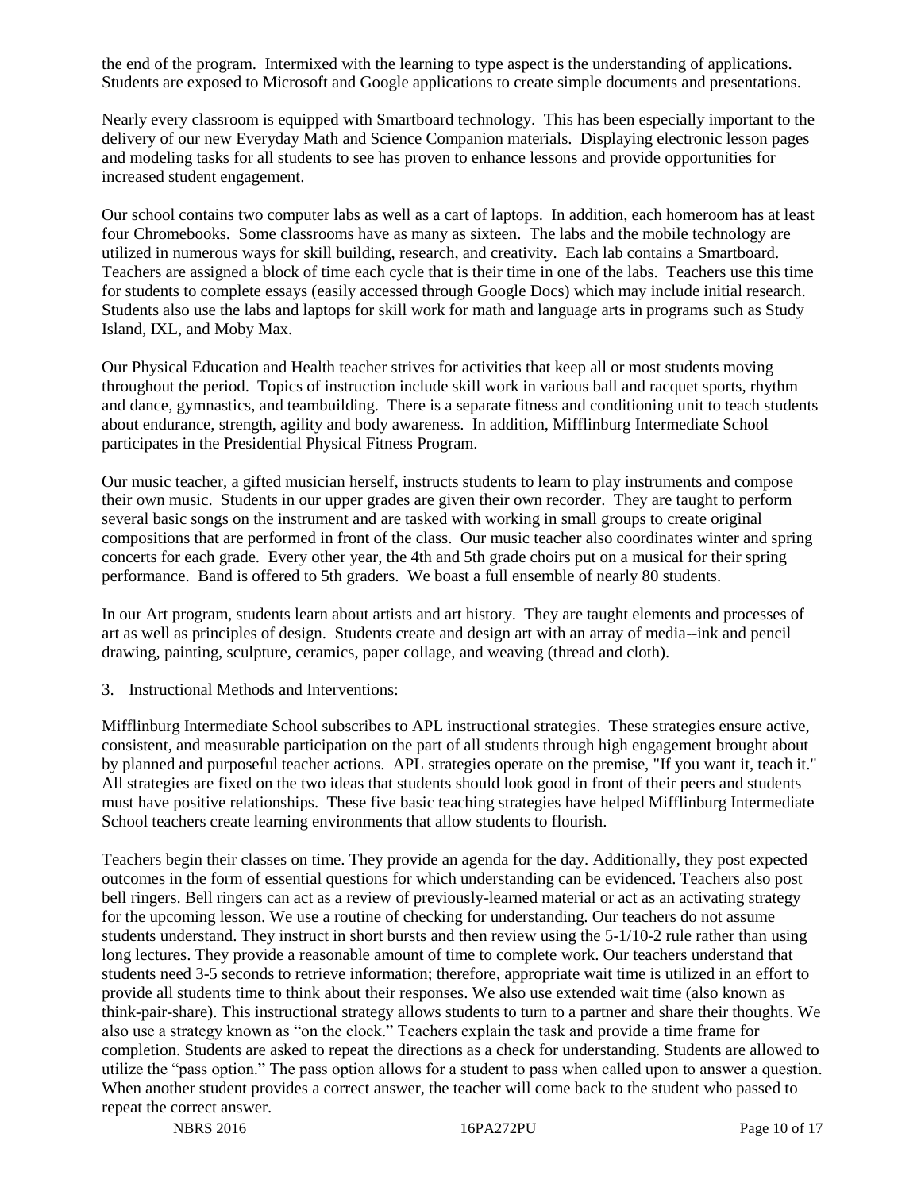the end of the program. Intermixed with the learning to type aspect is the understanding of applications. Students are exposed to Microsoft and Google applications to create simple documents and presentations.

Nearly every classroom is equipped with Smartboard technology. This has been especially important to the delivery of our new Everyday Math and Science Companion materials. Displaying electronic lesson pages and modeling tasks for all students to see has proven to enhance lessons and provide opportunities for increased student engagement.

Our school contains two computer labs as well as a cart of laptops. In addition, each homeroom has at least four Chromebooks. Some classrooms have as many as sixteen. The labs and the mobile technology are utilized in numerous ways for skill building, research, and creativity. Each lab contains a Smartboard. Teachers are assigned a block of time each cycle that is their time in one of the labs. Teachers use this time for students to complete essays (easily accessed through Google Docs) which may include initial research. Students also use the labs and laptops for skill work for math and language arts in programs such as Study Island, IXL, and Moby Max.

Our Physical Education and Health teacher strives for activities that keep all or most students moving throughout the period. Topics of instruction include skill work in various ball and racquet sports, rhythm and dance, gymnastics, and teambuilding. There is a separate fitness and conditioning unit to teach students about endurance, strength, agility and body awareness. In addition, Mifflinburg Intermediate School participates in the Presidential Physical Fitness Program.

Our music teacher, a gifted musician herself, instructs students to learn to play instruments and compose their own music. Students in our upper grades are given their own recorder. They are taught to perform several basic songs on the instrument and are tasked with working in small groups to create original compositions that are performed in front of the class. Our music teacher also coordinates winter and spring concerts for each grade. Every other year, the 4th and 5th grade choirs put on a musical for their spring performance. Band is offered to 5th graders. We boast a full ensemble of nearly 80 students.

In our Art program, students learn about artists and art history. They are taught elements and processes of art as well as principles of design. Students create and design art with an array of media--ink and pencil drawing, painting, sculpture, ceramics, paper collage, and weaving (thread and cloth).

3. Instructional Methods and Interventions:

Mifflinburg Intermediate School subscribes to APL instructional strategies. These strategies ensure active, consistent, and measurable participation on the part of all students through high engagement brought about by planned and purposeful teacher actions. APL strategies operate on the premise, "If you want it, teach it." All strategies are fixed on the two ideas that students should look good in front of their peers and students must have positive relationships. These five basic teaching strategies have helped Mifflinburg Intermediate School teachers create learning environments that allow students to flourish.

Teachers begin their classes on time. They provide an agenda for the day. Additionally, they post expected outcomes in the form of essential questions for which understanding can be evidenced. Teachers also post bell ringers. Bell ringers can act as a review of previously-learned material or act as an activating strategy for the upcoming lesson. We use a routine of checking for understanding. Our teachers do not assume students understand. They instruct in short bursts and then review using the 5-1/10-2 rule rather than using long lectures. They provide a reasonable amount of time to complete work. Our teachers understand that students need 3-5 seconds to retrieve information; therefore, appropriate wait time is utilized in an effort to provide all students time to think about their responses. We also use extended wait time (also known as think-pair-share). This instructional strategy allows students to turn to a partner and share their thoughts. We also use a strategy known as "on the clock." Teachers explain the task and provide a time frame for completion. Students are asked to repeat the directions as a check for understanding. Students are allowed to utilize the "pass option." The pass option allows for a student to pass when called upon to answer a question. When another student provides a correct answer, the teacher will come back to the student who passed to repeat the correct answer.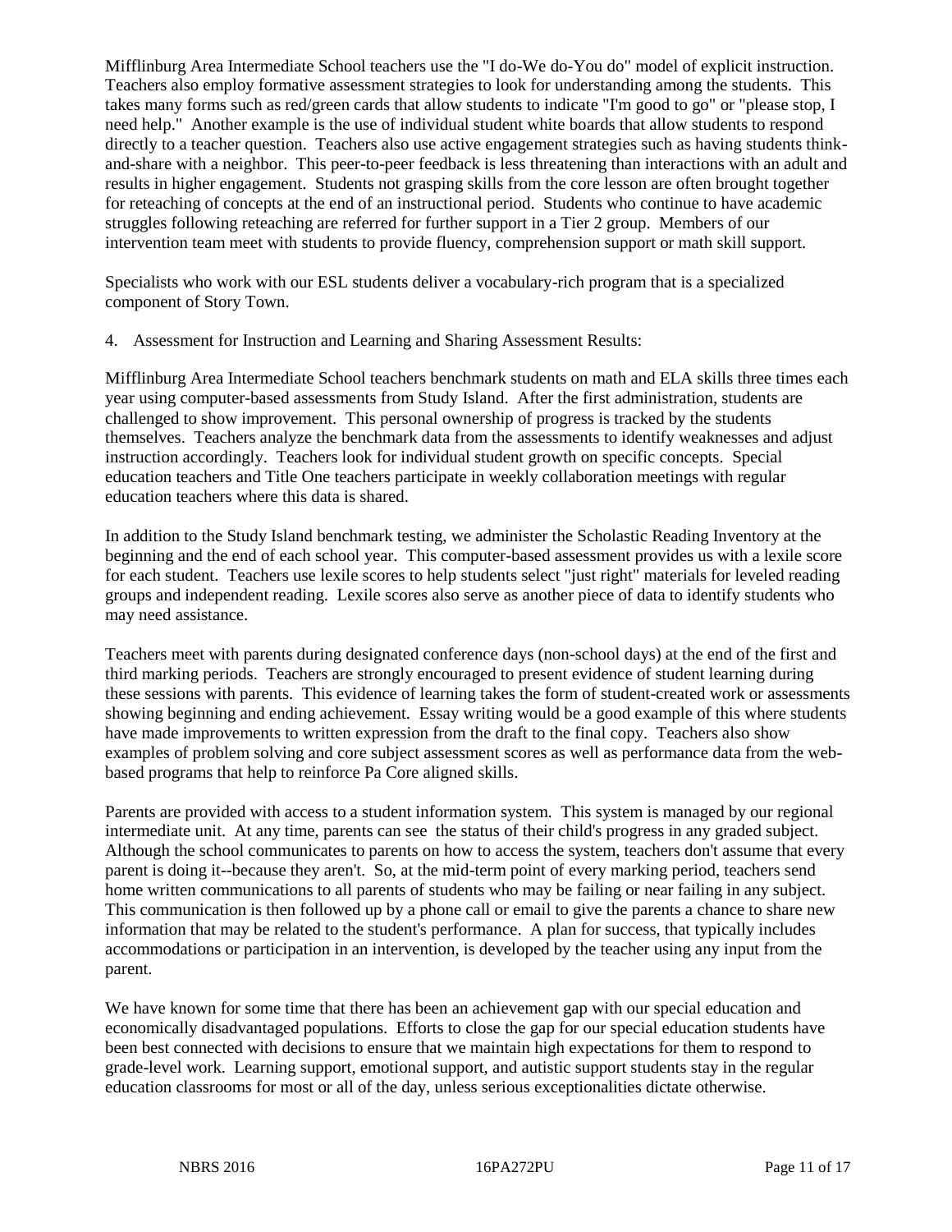Mifflinburg Area Intermediate School teachers use the "I do-We do-You do" model of explicit instruction. Teachers also employ formative assessment strategies to look for understanding among the students. This takes many forms such as red/green cards that allow students to indicate "I'm good to go" or "please stop, I need help." Another example is the use of individual student white boards that allow students to respond directly to a teacher question. Teachers also use active engagement strategies such as having students think-and-share with a neighbor. This peer-to-peer feedback is less threatening than interactions with an adult and results in higher engagement. Students not grasping skills from the core lesson are often brought together for reteaching of concepts at the end of an instructional period. Students who continue to have academic struggles following reteaching are referred for further support in a Tier 2 group. Members of our intervention team meet with students to provide fluency, comprehension support or math skill support.

Specialists who work with our ESL students deliver a vocabulary-rich program that is a specialized component of Story Town.

4. Assessment for Instruction and Learning and Sharing Assessment Results:

Mifflinburg Area Intermediate School teachers benchmark students on math and ELA skills three times each year using computer-based assessments from Study Island. After the first administration, students are challenged to show improvement. This personal ownership of progress is tracked by the students themselves. Teachers analyze the benchmark data from the assessments to identify weaknesses and adjust instruction accordingly. Teachers look for individual student growth on specific concepts. Special education teachers and Title One teachers participate in weekly collaboration meetings with regular education teachers where this data is shared.

In addition to the Study Island benchmark testing, we administer the Scholastic Reading Inventory at the beginning and the end of each school year. This computer-based assessment provides us with a lexile score for each student. Teachers use lexile scores to help students select "just right" materials for leveled reading groups and independent reading. Lexile scores also serve as another piece of data to identify students who may need assistance.

Teachers meet with parents during designated conference days (non-school days) at the end of the first and third marking periods. Teachers are strongly encouraged to present evidence of student learning during these sessions with parents. This evidence of learning takes the form of student-created work or assessments showing beginning and ending achievement. Essay writing would be a good example of this where students have made improvements to written expression from the draft to the final copy. Teachers also show examples of problem solving and core subject assessment scores as well as performance data from the web-based programs that help to reinforce Pa Core aligned skills.

Parents are provided with access to a student information system. This system is managed by our regional intermediate unit. At any time, parents can see the status of their child's progress in any graded subject. Although the school communicates to parents on how to access the system, teachers don't assume that every parent is doing it--because they aren't. So, at the mid-term point of every marking period, teachers send home written communications to all parents of students who may be failing or near failing in any subject. This communication is then followed up by a phone call or email to give the parents a chance to share new information that may be related to the student's performance. A plan for success, that typically includes accommodations or participation in an intervention, is developed by the teacher using any input from the parent.

We have known for some time that there has been an achievement gap with our special education and economically disadvantaged populations. Efforts to close the gap for our special education students have been best connected with decisions to ensure that we maintain high expectations for them to respond to grade-level work. Learning support, emotional support, and autistic support students stay in the regular education classrooms for most or all of the day, unless serious exceptionalities dictate otherwise.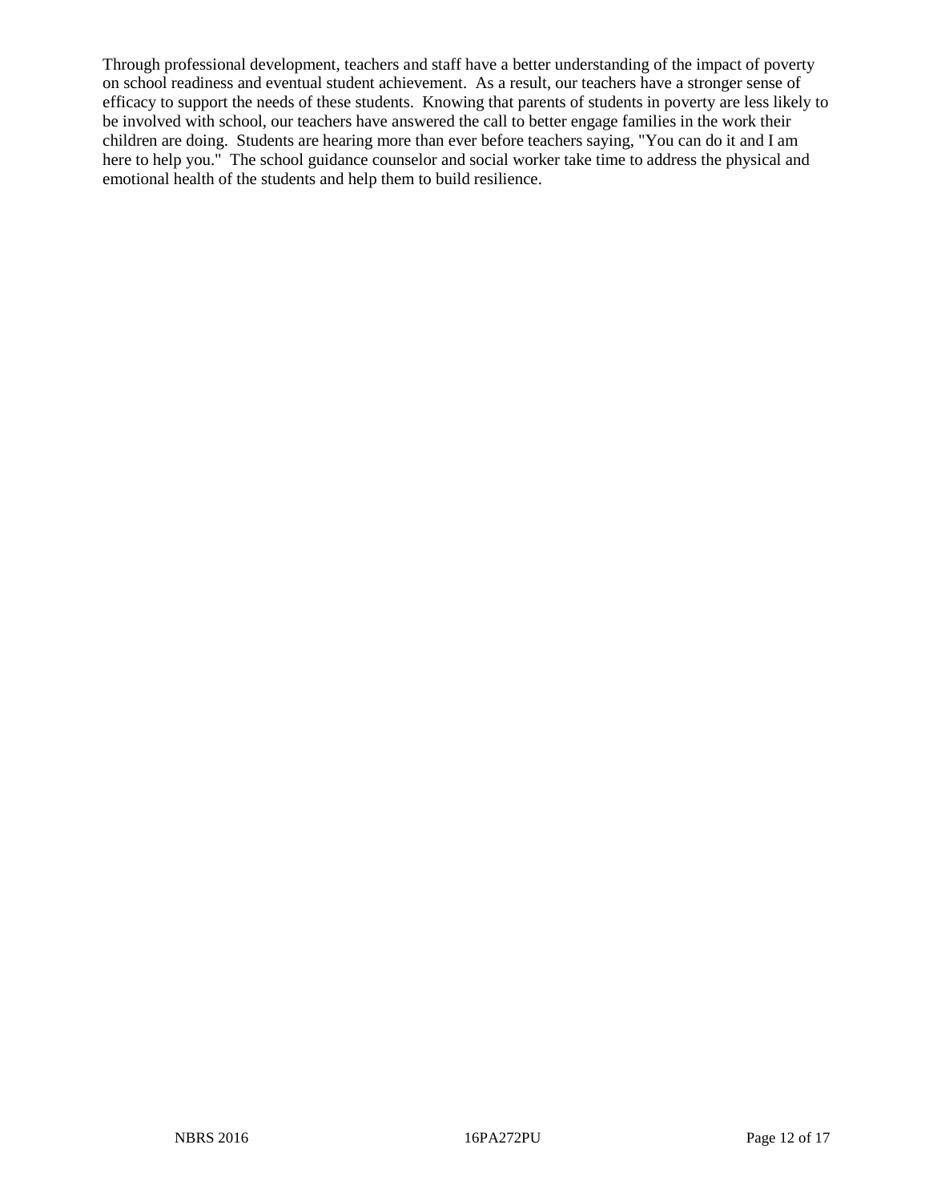Through professional development, teachers and staff have a better understanding of the impact of poverty on school readiness and eventual student achievement. As a result, our teachers have a stronger sense of efficacy to support the needs of these students. Knowing that parents of students in poverty are less likely to be involved with school, our teachers have answered the call to better engage families in the work their children are doing. Students are hearing more than ever before teachers saying, "You can do it and I am here to help you." The school guidance counselor and social worker take time to address the physical and emotional health of the students and help them to build resilience.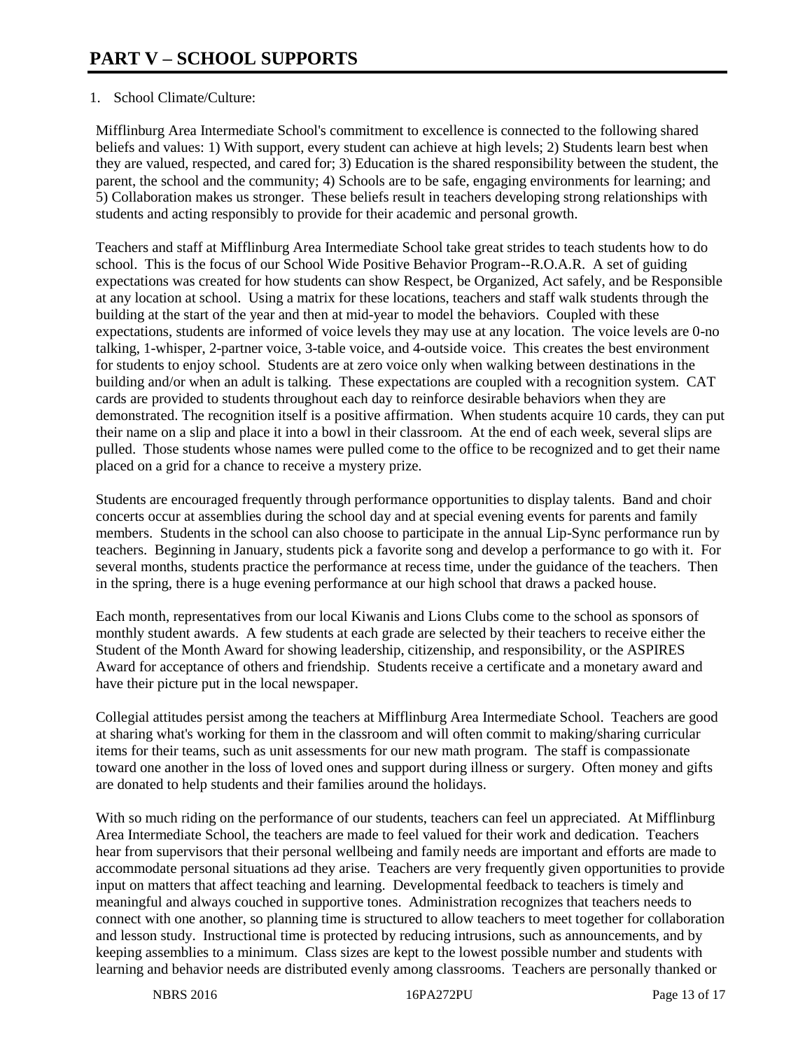# PART V – SCHOOL SUPPORTS

1. School Climate/Culture:

Mifflinburg Area Intermediate School's commitment to excellence is connected to the following shared beliefs and values: 1) With support, every student can achieve at high levels; 2) Students learn best when they are valued, respected, and cared for; 3) Education is the shared responsibility between the student, the parent, the school and the community; 4) Schools are to be safe, engaging environments for learning; and 5) Collaboration makes us stronger. These beliefs result in teachers developing strong relationships with students and acting responsibly to provide for their academic and personal growth.

Teachers and staff at Mifflinburg Area Intermediate School take great strides to teach students how to do school. This is the focus of our School Wide Positive Behavior Program--R.O.A.R. A set of guiding expectations was created for how students can show Respect, be Organized, Act safely, and be Responsible at any location at school. Using a matrix for these locations, teachers and staff walk students through the building at the start of the year and then at mid-year to model the behaviors. Coupled with these expectations, students are informed of voice levels they may use at any location. The voice levels are 0-no talking, 1-whisper, 2-partner voice, 3-table voice, and 4-outside voice. This creates the best environment for students to enjoy school. Students are at zero voice only when walking between destinations in the building and/or when an adult is talking. These expectations are coupled with a recognition system. CAT cards are provided to students throughout each day to reinforce desirable behaviors when they are demonstrated. The recognition itself is a positive affirmation. When students acquire 10 cards, they can put their name on a slip and place it into a bowl in their classroom. At the end of each week, several slips are pulled. Those students whose names were pulled come to the office to be recognized and to get their name placed on a grid for a chance to receive a mystery prize.

Students are encouraged frequently through performance opportunities to display talents. Band and choir concerts occur at assemblies during the school day and at special evening events for parents and family members. Students in the school can also choose to participate in the annual Lip-Sync performance run by teachers. Beginning in January, students pick a favorite song and develop a performance to go with it. For several months, students practice the performance at recess time, under the guidance of the teachers. Then in the spring, there is a huge evening performance at our high school that draws a packed house.

Each month, representatives from our local Kiwanis and Lions Clubs come to the school as sponsors of monthly student awards. A few students at each grade are selected by their teachers to receive either the Student of the Month Award for showing leadership, citizenship, and responsibility, or the ASPIRES Award for acceptance of others and friendship. Students receive a certificate and a monetary award and have their picture put in the local newspaper.

Collegial attitudes persist among the teachers at Mifflinburg Area Intermediate School. Teachers are good at sharing what's working for them in the classroom and will often commit to making/sharing curricular items for their teams, such as unit assessments for our new math program. The staff is compassionate toward one another in the loss of loved ones and support during illness or surgery. Often money and gifts are donated to help students and their families around the holidays.

With so much riding on the performance of our students, teachers can feel un appreciated. At Mifflinburg Area Intermediate School, the teachers are made to feel valued for their work and dedication. Teachers hear from supervisors that their personal wellbeing and family needs are important and efforts are made to accommodate personal situations ad they arise. Teachers are very frequently given opportunities to provide input on matters that affect teaching and learning. Developmental feedback to teachers is timely and meaningful and always couched in supportive tones. Administration recognizes that teachers needs to connect with one another, so planning time is structured to allow teachers to meet together for collaboration and lesson study. Instructional time is protected by reducing intrusions, such as announcements, and by keeping assemblies to a minimum. Class sizes are kept to the lowest possible number and students with learning and behavior needs are distributed evenly among classrooms. Teachers are personally thanked or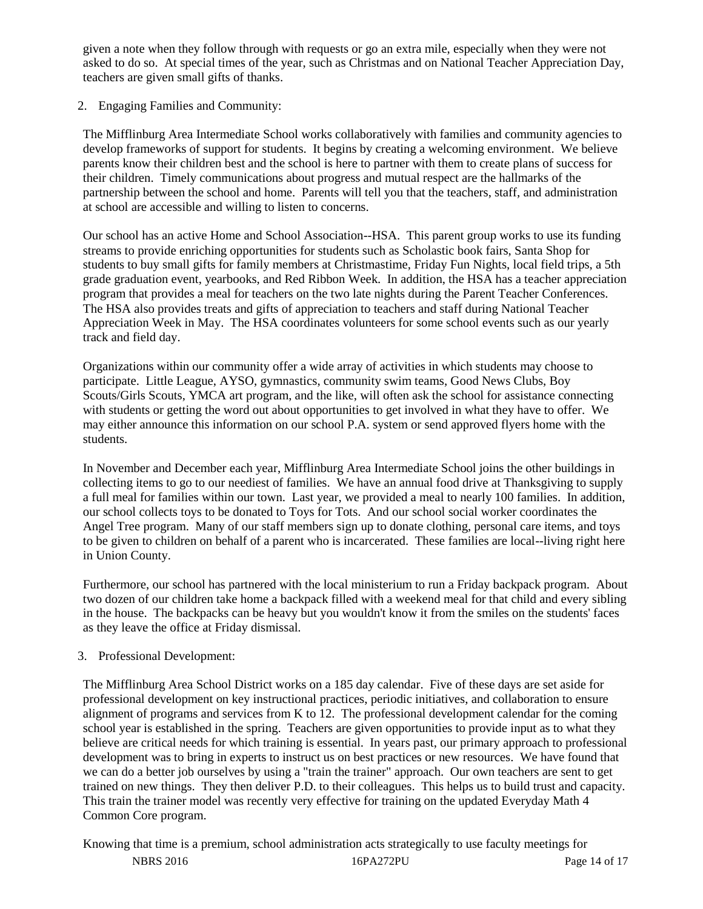given a note when they follow through with requests or go an extra mile, especially when they were not asked to do so. At special times of the year, such as Christmas and on National Teacher Appreciation Day, teachers are given small gifts of thanks.

2. Engaging Families and Community:

The Mifflinburg Area Intermediate School works collaboratively with families and community agencies to develop frameworks of support for students. It begins by creating a welcoming environment. We believe parents know their children best and the school is here to partner with them to create plans of success for their children. Timely communications about progress and mutual respect are the hallmarks of the partnership between the school and home. Parents will tell you that the teachers, staff, and administration at school are accessible and willing to listen to concerns.

Our school has an active Home and School Association--HSA. This parent group works to use its funding streams to provide enriching opportunities for students such as Scholastic book fairs, Santa Shop for students to buy small gifts for family members at Christmastime, Friday Fun Nights, local field trips, a 5th grade graduation event, yearbooks, and Red Ribbon Week. In addition, the HSA has a teacher appreciation program that provides a meal for teachers on the two late nights during the Parent Teacher Conferences. The HSA also provides treats and gifts of appreciation to teachers and staff during National Teacher Appreciation Week in May. The HSA coordinates volunteers for some school events such as our yearly track and field day.

Organizations within our community offer a wide array of activities in which students may choose to participate. Little League, AYSO, gymnastics, community swim teams, Good News Clubs, Boy Scouts/Girls Scouts, YMCA art program, and the like, will often ask the school for assistance connecting with students or getting the word out about opportunities to get involved in what they have to offer. We may either announce this information on our school P.A. system or send approved flyers home with the students.

In November and December each year, Mifflinburg Area Intermediate School joins the other buildings in collecting items to go to our neediest of families. We have an annual food drive at Thanksgiving to supply a full meal for families within our town. Last year, we provided a meal to nearly 100 families. In addition, our school collects toys to be donated to Toys for Tots. And our school social worker coordinates the Angel Tree program. Many of our staff members sign up to donate clothing, personal care items, and toys to be given to children on behalf of a parent who is incarcerated. These families are local--living right here in Union County.

Furthermore, our school has partnered with the local ministerium to run a Friday backpack program. About two dozen of our children take home a backpack filled with a weekend meal for that child and every sibling in the house. The backpacks can be heavy but you wouldn't know it from the smiles on the students' faces as they leave the office at Friday dismissal.

3. Professional Development:

The Mifflinburg Area School District works on a 185 day calendar. Five of these days are set aside for professional development on key instructional practices, periodic initiatives, and collaboration to ensure alignment of programs and services from K to 12. The professional development calendar for the coming school year is established in the spring. Teachers are given opportunities to provide input as to what they believe are critical needs for which training is essential. In years past, our primary approach to professional development was to bring in experts to instruct us on best practices or new resources. We have found that we can do a better job ourselves by using a "train the trainer" approach. Our own teachers are sent to get trained on new things. They then deliver P.D. to their colleagues. This helps us to build trust and capacity. This train the trainer model was recently very effective for training on the updated Everyday Math 4 Common Core program.

Knowing that time is a premium, school administration acts strategically to use faculty meetings for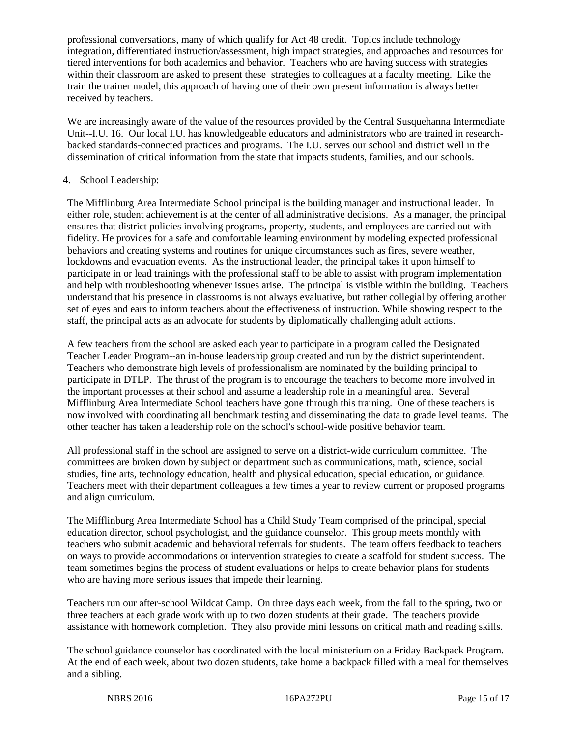professional conversations, many of which qualify for Act 48 credit. Topics include technology integration, differentiated instruction/assessment, high impact strategies, and approaches and resources for tiered interventions for both academics and behavior. Teachers who are having success with strategies within their classroom are asked to present these strategies to colleagues at a faculty meeting. Like the train the trainer model, this approach of having one of their own present information is always better received by teachers.

We are increasingly aware of the value of the resources provided by the Central Susquehanna Intermediate Unit--I.U. 16. Our local I.U. has knowledgeable educators and administrators who are trained in research-backed standards-connected practices and programs. The I.U. serves our school and district well in the dissemination of critical information from the state that impacts students, families, and our schools.

4. School Leadership:

The Mifflinburg Area Intermediate School principal is the building manager and instructional leader. In either role, student achievement is at the center of all administrative decisions. As a manager, the principal ensures that district policies involving programs, property, students, and employees are carried out with fidelity. He provides for a safe and comfortable learning environment by modeling expected professional behaviors and creating systems and routines for unique circumstances such as fires, severe weather, lockdowns and evacuation events. As the instructional leader, the principal takes it upon himself to participate in or lead trainings with the professional staff to be able to assist with program implementation and help with troubleshooting whenever issues arise. The principal is visible within the building. Teachers understand that his presence in classrooms is not always evaluative, but rather collegial by offering another set of eyes and ears to inform teachers about the effectiveness of instruction. While showing respect to the staff, the principal acts as an advocate for students by diplomatically challenging adult actions.

A few teachers from the school are asked each year to participate in a program called the Designated Teacher Leader Program--an in-house leadership group created and run by the district superintendent. Teachers who demonstrate high levels of professionalism are nominated by the building principal to participate in DTLP. The thrust of the program is to encourage the teachers to become more involved in the important processes at their school and assume a leadership role in a meaningful area. Several Mifflinburg Area Intermediate School teachers have gone through this training. One of these teachers is now involved with coordinating all benchmark testing and disseminating the data to grade level teams. The other teacher has taken a leadership role on the school's school-wide positive behavior team.

All professional staff in the school are assigned to serve on a district-wide curriculum committee. The committees are broken down by subject or department such as communications, math, science, social studies, fine arts, technology education, health and physical education, special education, or guidance. Teachers meet with their department colleagues a few times a year to review current or proposed programs and align curriculum.

The Mifflinburg Area Intermediate School has a Child Study Team comprised of the principal, special education director, school psychologist, and the guidance counselor. This group meets monthly with teachers who submit academic and behavioral referrals for students. The team offers feedback to teachers on ways to provide accommodations or intervention strategies to create a scaffold for student success. The team sometimes begins the process of student evaluations or helps to create behavior plans for students who are having more serious issues that impede their learning.

Teachers run our after-school Wildcat Camp. On three days each week, from the fall to the spring, two or three teachers at each grade work with up to two dozen students at their grade. The teachers provide assistance with homework completion. They also provide mini lessons on critical math and reading skills.

The school guidance counselor has coordinated with the local ministerium on a Friday Backpack Program. At the end of each week, about two dozen students, take home a backpack filled with a meal for themselves and a sibling.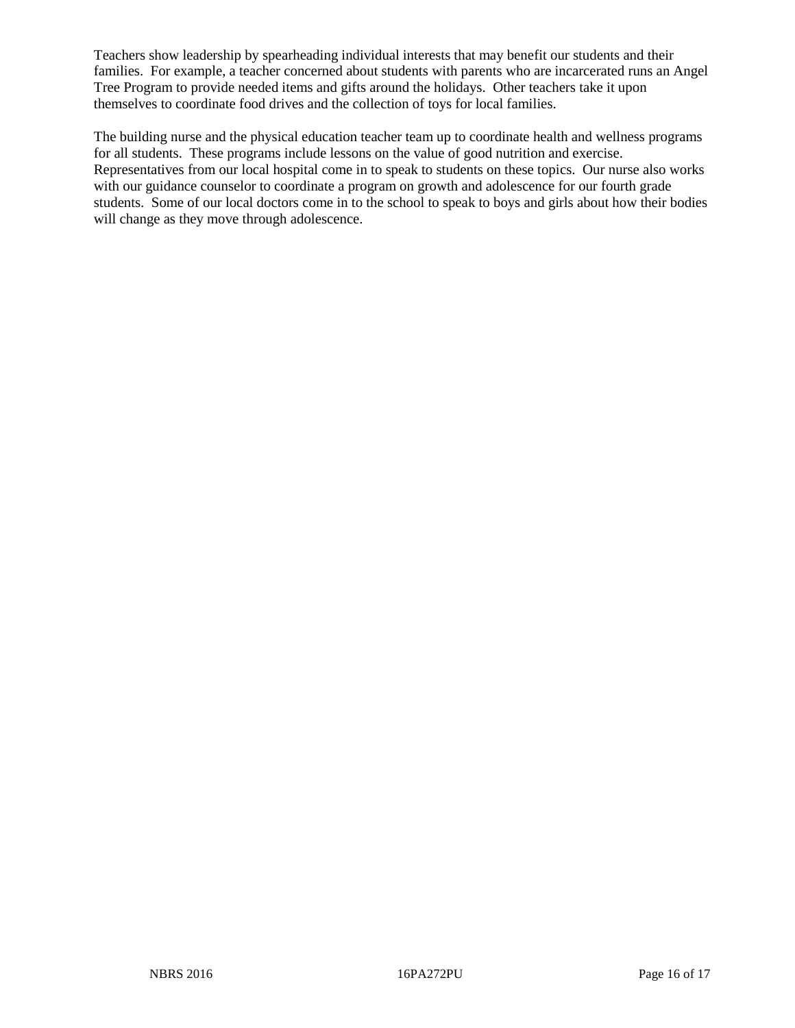Teachers show leadership by spearheading individual interests that may benefit our students and their families. For example, a teacher concerned about students with parents who are incarcerated runs an Angel Tree Program to provide needed items and gifts around the holidays. Other teachers take it upon themselves to coordinate food drives and the collection of toys for local families.

The building nurse and the physical education teacher team up to coordinate health and wellness programs for all students. These programs include lessons on the value of good nutrition and exercise. Representatives from our local hospital come in to speak to students on these topics. Our nurse also works with our guidance counselor to coordinate a program on growth and adolescence for our fourth grade students. Some of our local doctors come in to the school to speak to boys and girls about how their bodies will change as they move through adolescence.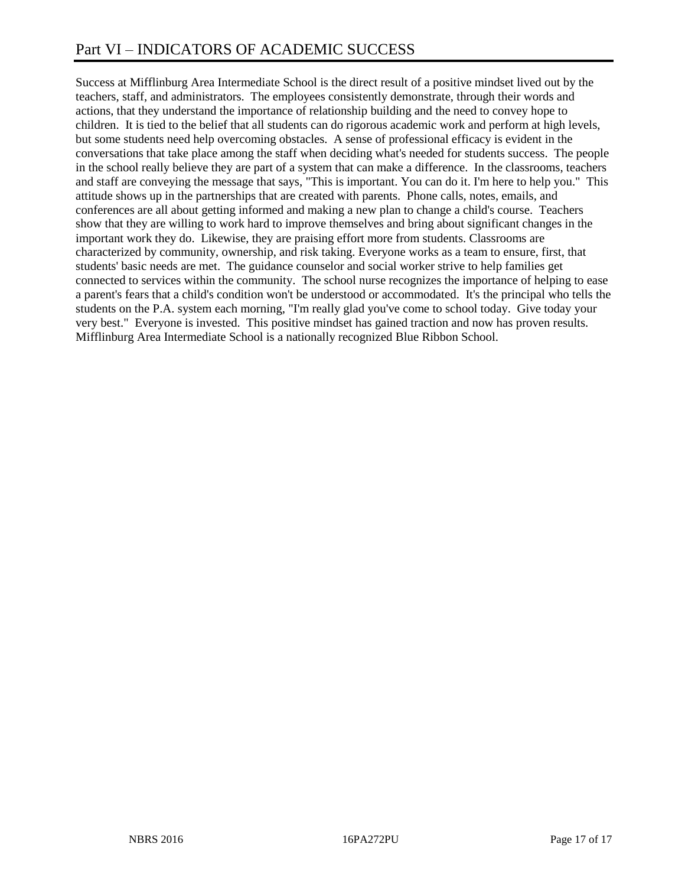# Part VI – INDICATORS OF ACADEMIC SUCCESS

Success at Mifflinburg Area Intermediate School is the direct result of a positive mindset lived out by the teachers, staff, and administrators. The employees consistently demonstrate, through their words and actions, that they understand the importance of relationship building and the need to convey hope to children. It is tied to the belief that all students can do rigorous academic work and perform at high levels, but some students need help overcoming obstacles. A sense of professional efficacy is evident in the conversations that take place among the staff when deciding what's needed for students success. The people in the school really believe they are part of a system that can make a difference. In the classrooms, teachers and staff are conveying the message that says, "This is important. You can do it. I'm here to help you." This attitude shows up in the partnerships that are created with parents. Phone calls, notes, emails, and conferences are all about getting informed and making a new plan to change a child's course. Teachers show that they are willing to work hard to improve themselves and bring about significant changes in the important work they do. Likewise, they are praising effort more from students. Classrooms are characterized by community, ownership, and risk taking. Everyone works as a team to ensure, first, that students' basic needs are met. The guidance counselor and social worker strive to help families get connected to services within the community. The school nurse recognizes the importance of helping to ease a parent's fears that a child's condition won't be understood or accommodated. It's the principal who tells the students on the P.A. system each morning, "I'm really glad you've come to school today. Give today your very best." Everyone is invested. This positive mindset has gained traction and now has proven results. Mifflinburg Area Intermediate School is a nationally recognized Blue Ribbon School.